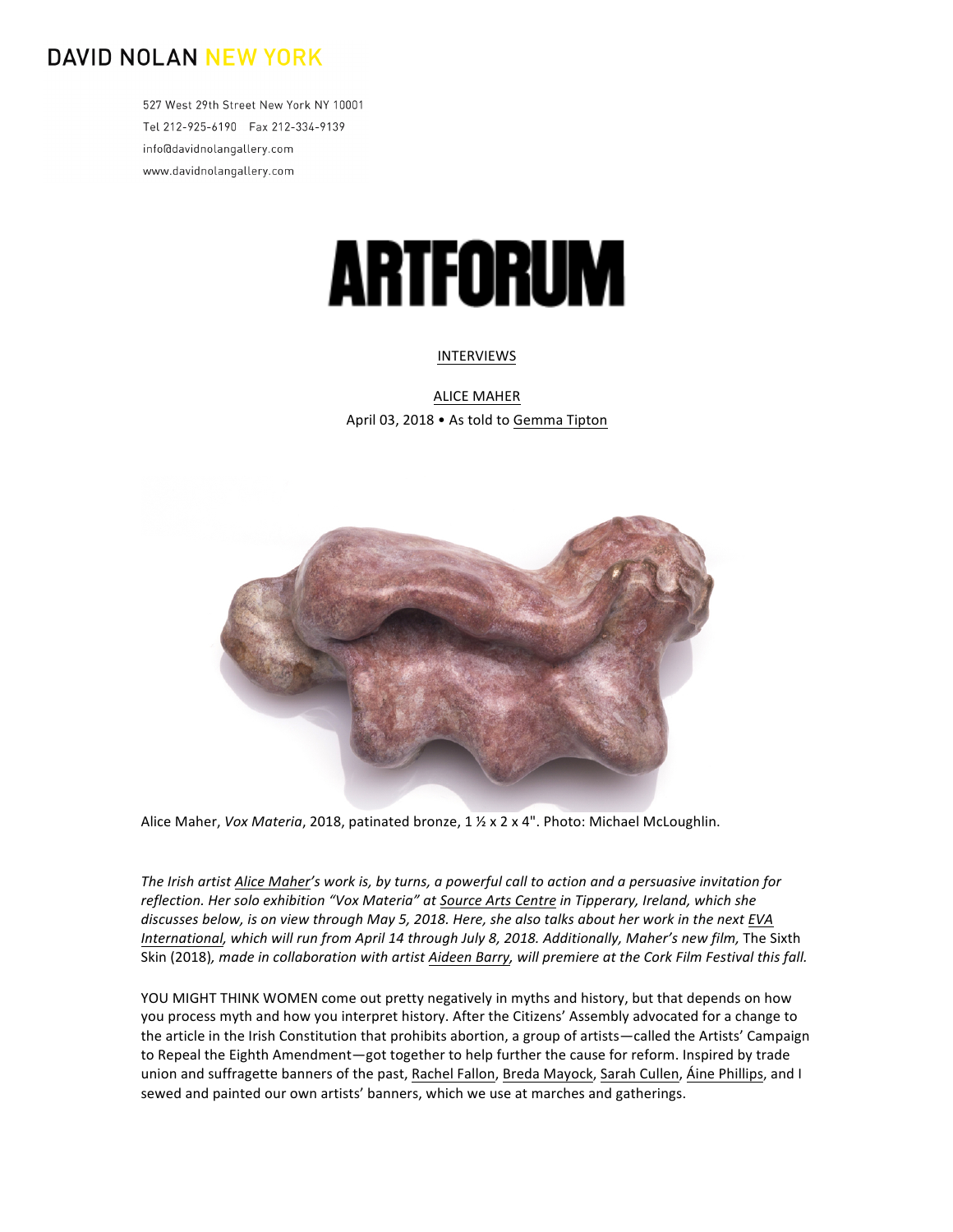DAVID NOLAN NEW YORK

527 West 29th Street New York NY 10001
Tel 212-925-6190 Fax 212-334-9139
info@davidnolangallery.com
www.davidnolangallery.com

# ARTFORUM

INTERVIEWS

## ALICE MAHER

April 03, 2018 • As told to Gemma Tipton

Alice Maher, *Vox Materia*, 2018, patinated bronze, 1 ½ x 2 x 4". Photo: Michael McLoughlin.

*The Irish artist Alice Maher's work is, by turns, a powerful call to action and a persuasive invitation for reflection. Her solo exhibition "Vox Materia" at Source Arts Centre in Tipperary, Ireland, which she discusses below, is on view through May 5, 2018. Here, she also talks about her work in the next EVA International, which will run from April 14 through July 8, 2018. Additionally, Maher's new film,* The Sixth Skin (2018)*, made in collaboration with artist Aideen Barry, will premiere at the Cork Film Festival this fall.*

YOU MIGHT THINK WOMEN come out pretty negatively in myths and history, but that depends on how you process myth and how you interpret history. After the Citizens' Assembly advocated for a change to the article in the Irish Constitution that prohibits abortion, a group of artists—called the Artists' Campaign to Repeal the Eighth Amendment—got together to help further the cause for reform. Inspired by trade union and suffragette banners of the past, Rachel Fallon, Breda Mayock, Sarah Cullen, Áine Phillips, and I sewed and painted our own artists' banners, which we use at marches and gatherings.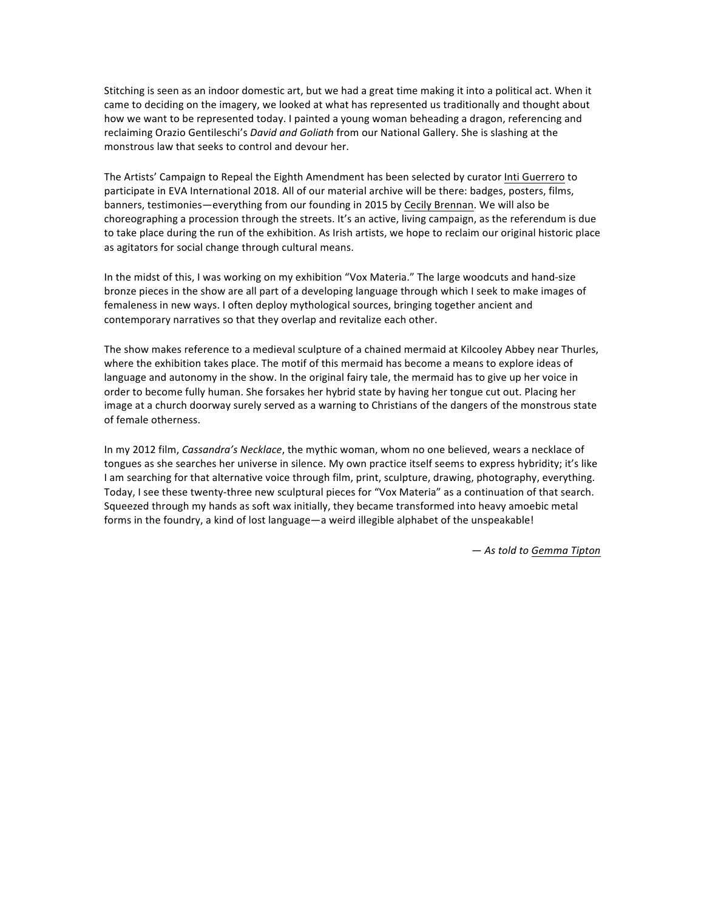Stitching is seen as an indoor domestic art, but we had a great time making it into a political act. When it came to deciding on the imagery, we looked at what has represented us traditionally and thought about how we want to be represented today. I painted a young woman beheading a dragon, referencing and reclaiming Orazio Gentileschi's *David and Goliath* from our National Gallery. She is slashing at the monstrous law that seeks to control and devour her.

The Artists' Campaign to Repeal the Eighth Amendment has been selected by curator Inti Guerrero to participate in EVA International 2018. All of our material archive will be there: badges, posters, films, banners, testimonies—everything from our founding in 2015 by Cecily Brennan. We will also be choreographing a procession through the streets. It's an active, living campaign, as the referendum is due to take place during the run of the exhibition. As Irish artists, we hope to reclaim our original historic place as agitators for social change through cultural means.

In the midst of this, I was working on my exhibition "Vox Materia." The large woodcuts and hand-size bronze pieces in the show are all part of a developing language through which I seek to make images of femaleness in new ways. I often deploy mythological sources, bringing together ancient and contemporary narratives so that they overlap and revitalize each other.

The show makes reference to a medieval sculpture of a chained mermaid at Kilcooley Abbey near Thurles, where the exhibition takes place. The motif of this mermaid has become a means to explore ideas of language and autonomy in the show. In the original fairy tale, the mermaid has to give up her voice in order to become fully human. She forsakes her hybrid state by having her tongue cut out. Placing her image at a church doorway surely served as a warning to Christians of the dangers of the monstrous state of female otherness.

In my 2012 film, *Cassandra's Necklace*, the mythic woman, whom no one believed, wears a necklace of tongues as she searches her universe in silence. My own practice itself seems to express hybridity; it's like I am searching for that alternative voice through film, print, sculpture, drawing, photography, everything. Today, I see these twenty-three new sculptural pieces for "Vox Materia" as a continuation of that search. Squeezed through my hands as soft wax initially, they became transformed into heavy amoebic metal forms in the foundry, a kind of lost language—a weird illegible alphabet of the unspeakable!

— *As told to Gemma Tipton*